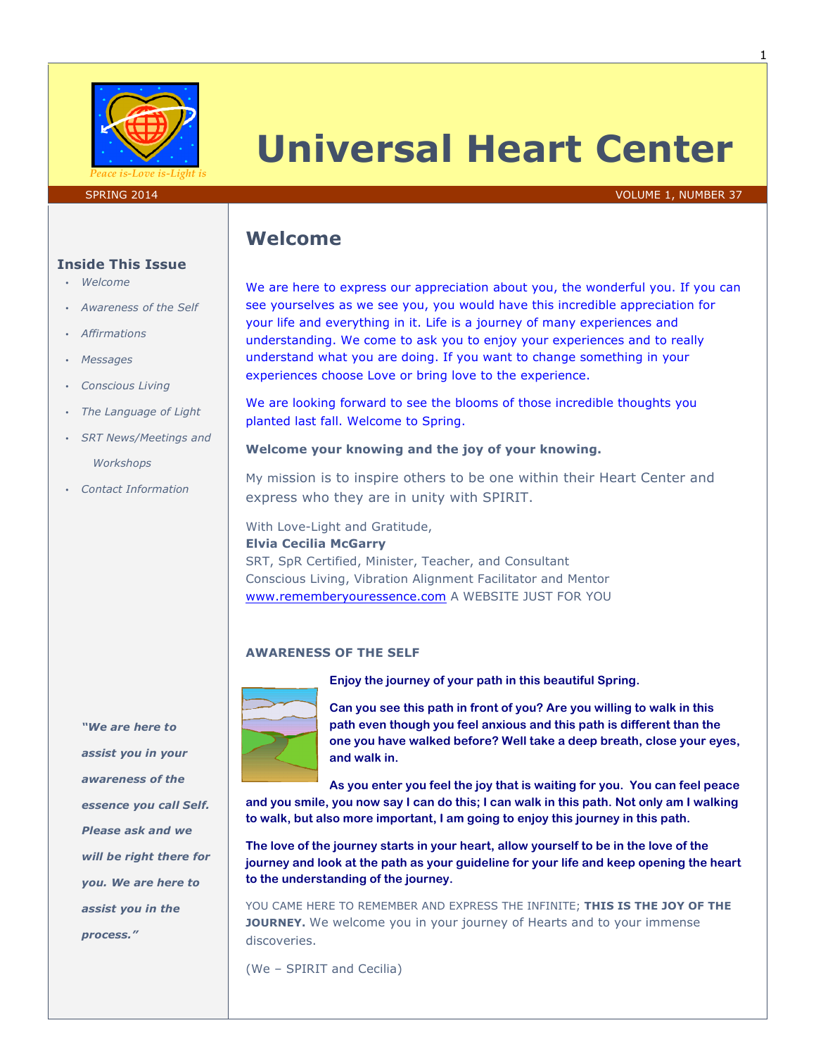# Universal Heart Center

*Peace is-Love is-Light is*

SPRING 2014 — VOLUME 1, NUMBER 37

## Inside This Issue

- *Welcome*
- *Awareness of the Self*
- *Affirmations*
- *Messages*
- *Conscious Living*
- *The Language of Light*
- *SRT News/Meetings and Workshops*
- *Contact Information*

***"We are here to assist you in your awareness of the essence you call Self. Please ask and we will be right there for you. We are here to assist you in the process."***

## Welcome

We are here to express our appreciation about you, the wonderful you. If you can see yourselves as we see you, you would have this incredible appreciation for your life and everything in it. Life is a journey of many experiences and understanding. We come to ask you to enjoy your experiences and to really understand what you are doing. If you want to change something in your experiences choose Love or bring love to the experience.

We are looking forward to see the blooms of those incredible thoughts you planted last fall. Welcome to Spring.

**Welcome your knowing and the joy of your knowing.**

My mission is to inspire others to be one within their Heart Center and express who they are in unity with SPIRIT.

With Love-Light and Gratitude,
**Elvia Cecilia McGarry**
SRT, SpR Certified, Minister, Teacher, and Consultant
Conscious Living, Vibration Alignment Facilitator and Mentor
www.rememberyouressence.com A WEBSITE JUST FOR YOU

### AWARENESS OF THE SELF

**Enjoy the journey of your path in this beautiful Spring.**

**Can you see this path in front of you? Are you willing to walk in this path even though you feel anxious and this path is different than the one you have walked before? Well take a deep breath, close your eyes, and walk in.**

**As you enter you feel the joy that is waiting for you. You can feel peace and you smile, you now say I can do this; I can walk in this path. Not only am I walking to walk, but also more important, I am going to enjoy this journey in this path.**

**The love of the journey starts in your heart, allow yourself to be in the love of the journey and look at the path as your guideline for your life and keep opening the heart to the understanding of the journey.**

YOU CAME HERE TO REMEMBER AND EXPRESS THE INFINITE; **THIS IS THE JOY OF THE JOURNEY.** We welcome you in your journey of Hearts and to your immense discoveries.

(We – SPIRIT and Cecilia)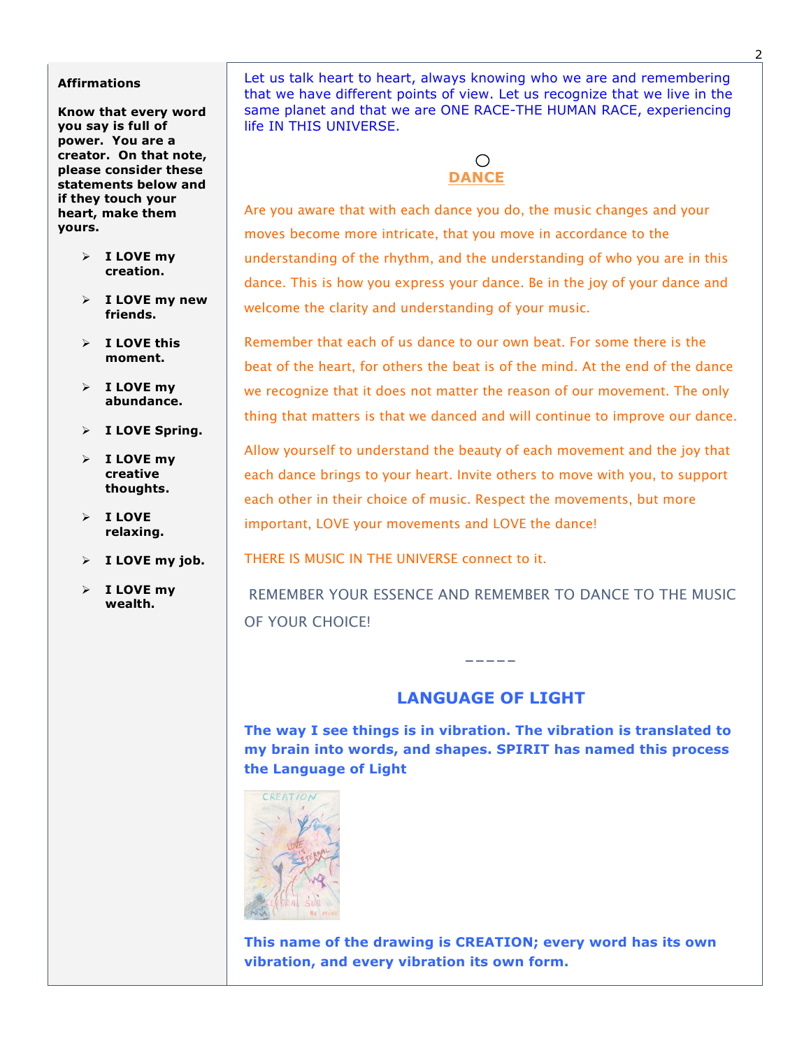**Affirmations**

**Know that every word you say is full of power. You are a creator. On that note, please consider these statements below and if they touch your heart, make them yours.**

- **I LOVE my creation.**
- **I LOVE my new friends.**
- **I LOVE this moment.**
- **I LOVE my abundance.**
- **I LOVE Spring.**
- **I LOVE my creative thoughts.**
- **I LOVE relaxing.**
- **I LOVE my job.**
- **I LOVE my wealth.**

Let us talk heart to heart, always knowing who we are and remembering that we have different points of view. Let us recognize that we live in the same planet and that we are ONE RACE-THE HUMAN RACE, experiencing life IN THIS UNIVERSE.

## DANCE

Are you aware that with each dance you do, the music changes and your moves become more intricate, that you move in accordance to the understanding of the rhythm, and the understanding of who you are in this dance. This is how you express your dance. Be in the joy of your dance and welcome the clarity and understanding of your music.

Remember that each of us dance to our own beat. For some there is the beat of the heart, for others the beat is of the mind. At the end of the dance we recognize that it does not matter the reason of our movement. The only thing that matters is that we danced and will continue to improve our dance.

Allow yourself to understand the beauty of each movement and the joy that each dance brings to your heart. Invite others to move with you, to support each other in their choice of music. Respect the movements, but more important, LOVE your movements and LOVE the dance!

THERE IS MUSIC IN THE UNIVERSE connect to it.

REMEMBER YOUR ESSENCE AND REMEMBER TO DANCE TO THE MUSIC OF YOUR CHOICE!

-----

## LANGUAGE OF LIGHT

**The way I see things is in vibration. The vibration is translated to my brain into words, and shapes. SPIRIT has named this process the Language of Light**

**This name of the drawing is CREATION; every word has its own vibration, and every vibration its own form.**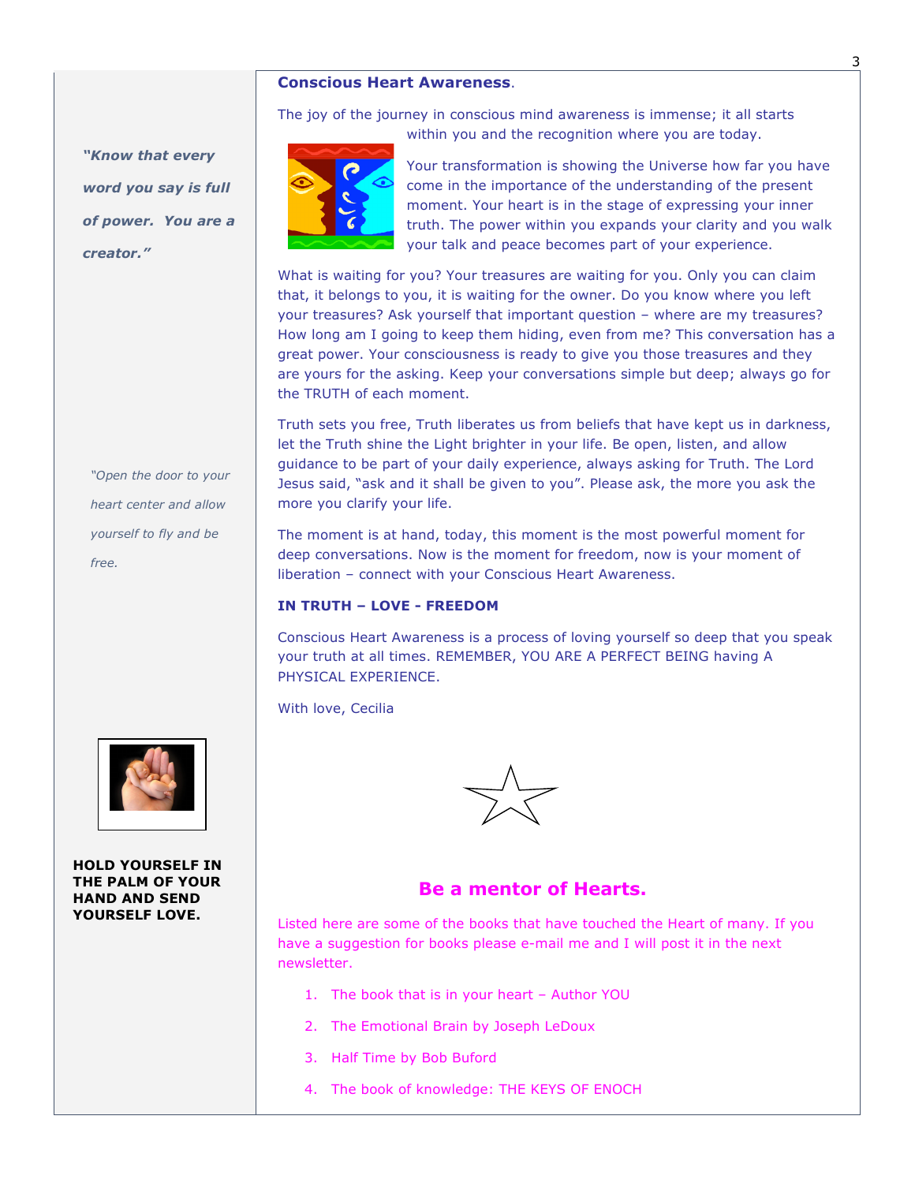## Conscious Heart Awareness.

The joy of the journey in conscious mind awareness is immense; it all starts within you and the recognition where you are today.

Your transformation is showing the Universe how far you have come in the importance of the understanding of the present moment. Your heart is in the stage of expressing your inner truth. The power within you expands your clarity and you walk your talk and peace becomes part of your experience.

What is waiting for you? Your treasures are waiting for you. Only you can claim that, it belongs to you, it is waiting for the owner. Do you know where you left your treasures? Ask yourself that important question – where are my treasures? How long am I going to keep them hiding, even from me? This conversation has a great power. Your consciousness is ready to give you those treasures and they are yours for the asking. Keep your conversations simple but deep; always go for the TRUTH of each moment.

Truth sets you free, Truth liberates us from beliefs that have kept us in darkness, let the Truth shine the Light brighter in your life. Be open, listen, and allow guidance to be part of your daily experience, always asking for Truth. The Lord Jesus said, "ask and it shall be given to you". Please ask, the more you ask the more you clarify your life.

The moment is at hand, today, this moment is the most powerful moment for deep conversations. Now is the moment for freedom, now is your moment of liberation – connect with your Conscious Heart Awareness.

**IN TRUTH – LOVE - FREEDOM**

Conscious Heart Awareness is a process of loving yourself so deep that you speak your truth at all times. REMEMBER, YOU ARE A PERFECT BEING having A PHYSICAL EXPERIENCE.

With love, Cecilia

***"Know that every word you say is full of power. You are a creator."***

*"Open the door to your heart center and allow yourself to fly and be free.*

**HOLD YOURSELF IN THE PALM OF YOUR HAND AND SEND YOURSELF LOVE.**

## Be a mentor of Hearts.

Listed here are some of the books that have touched the Heart of many. If you have a suggestion for books please e-mail me and I will post it in the next newsletter.

1. The book that is in your heart – Author YOU
2. The Emotional Brain by Joseph LeDoux
3. Half Time by Bob Buford
4. The book of knowledge: THE KEYS OF ENOCH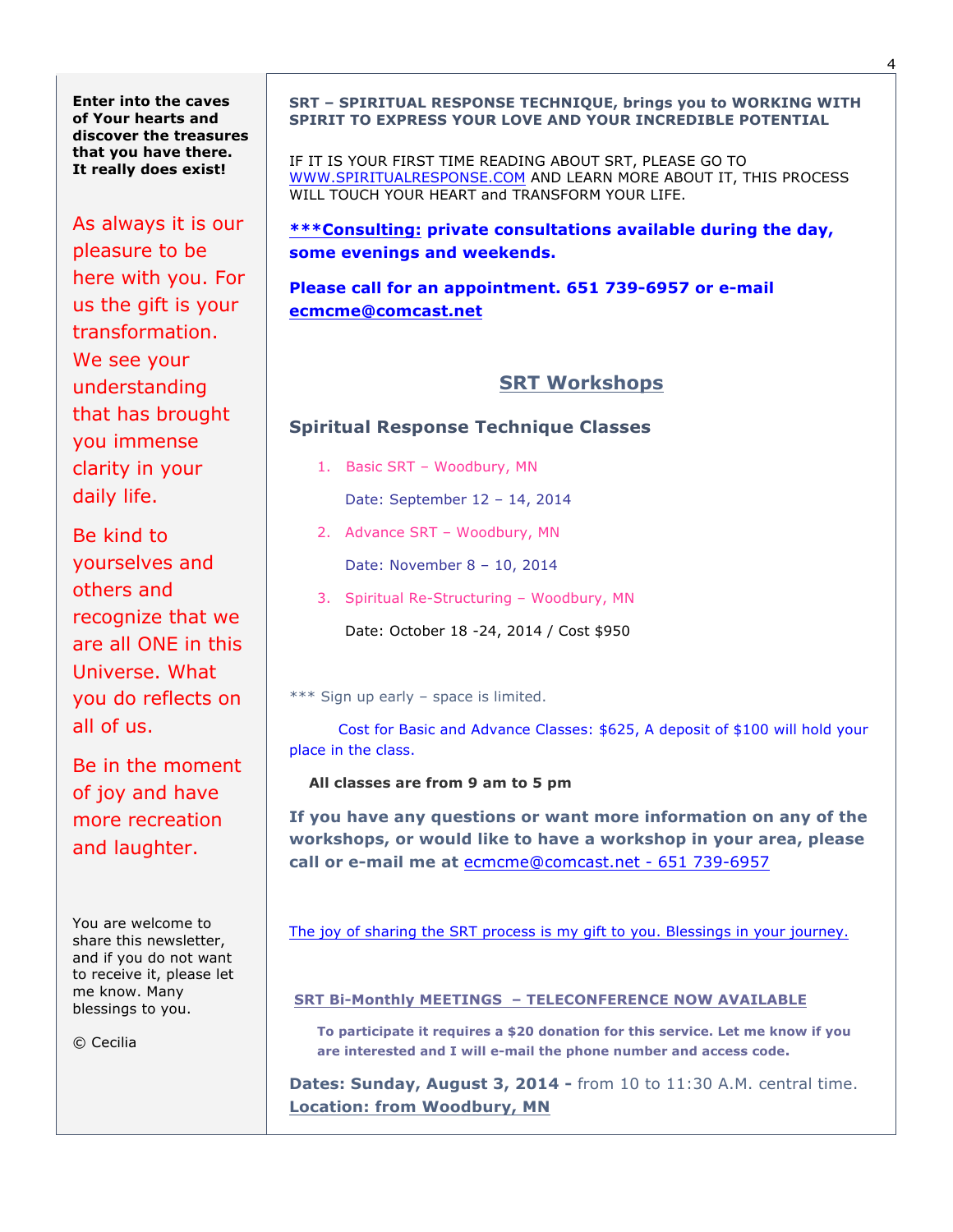**Enter into the caves of Your hearts and discover the treasures that you have there. It really does exist!**

As always it is our pleasure to be here with you. For us the gift is your transformation. We see your understanding that has brought you immense clarity in your daily life.

Be kind to yourselves and others and recognize that we are all ONE in this Universe. What you do reflects on all of us.

Be in the moment of joy and have more recreation and laughter.

You are welcome to share this newsletter, and if you do not want to receive it, please let me know. Many blessings to you.

© Cecilia

**SRT – SPIRITUAL RESPONSE TECHNIQUE, brings you to WORKING WITH SPIRIT TO EXPRESS YOUR LOVE AND YOUR INCREDIBLE POTENTIAL**

IF IT IS YOUR FIRST TIME READING ABOUT SRT, PLEASE GO TO WWW.SPIRITUALRESPONSE.COM AND LEARN MORE ABOUT IT, THIS PROCESS WILL TOUCH YOUR HEART and TRANSFORM YOUR LIFE.

**\*\*\*Consulting: private consultations available during the day, some evenings and weekends.**

**Please call for an appointment. 651 739-6957 or e-mail ecmcme@comcast.net**

## SRT Workshops

### Spiritual Response Technique Classes

1. Basic SRT – Woodbury, MN

   Date: September 12 – 14, 2014

2. Advance SRT – Woodbury, MN

   Date: November 8 – 10, 2014

3. Spiritual Re-Structuring – Woodbury, MN

   Date: October 18 -24, 2014 / Cost $950

\*\*\* Sign up early – space is limited.

Cost for Basic and Advance Classes: $625, A deposit of $100 will hold your place in the class.

**All classes are from 9 am to 5 pm**

**If you have any questions or want more information on any of the workshops, or would like to have a workshop in your area, please call or e-mail me at** ecmcme@comcast.net - 651 739-6957

The joy of sharing the SRT process is my gift to you. Blessings in your journey.

**SRT Bi-Monthly MEETINGS – TELECONFERENCE NOW AVAILABLE**

**To participate it requires a $20 donation for this service. Let me know if you are interested and I will e-mail the phone number and access code.**

**Dates: Sunday, August 3, 2014 -** from 10 to 11:30 A.M. central time.
**Location: from Woodbury, MN**